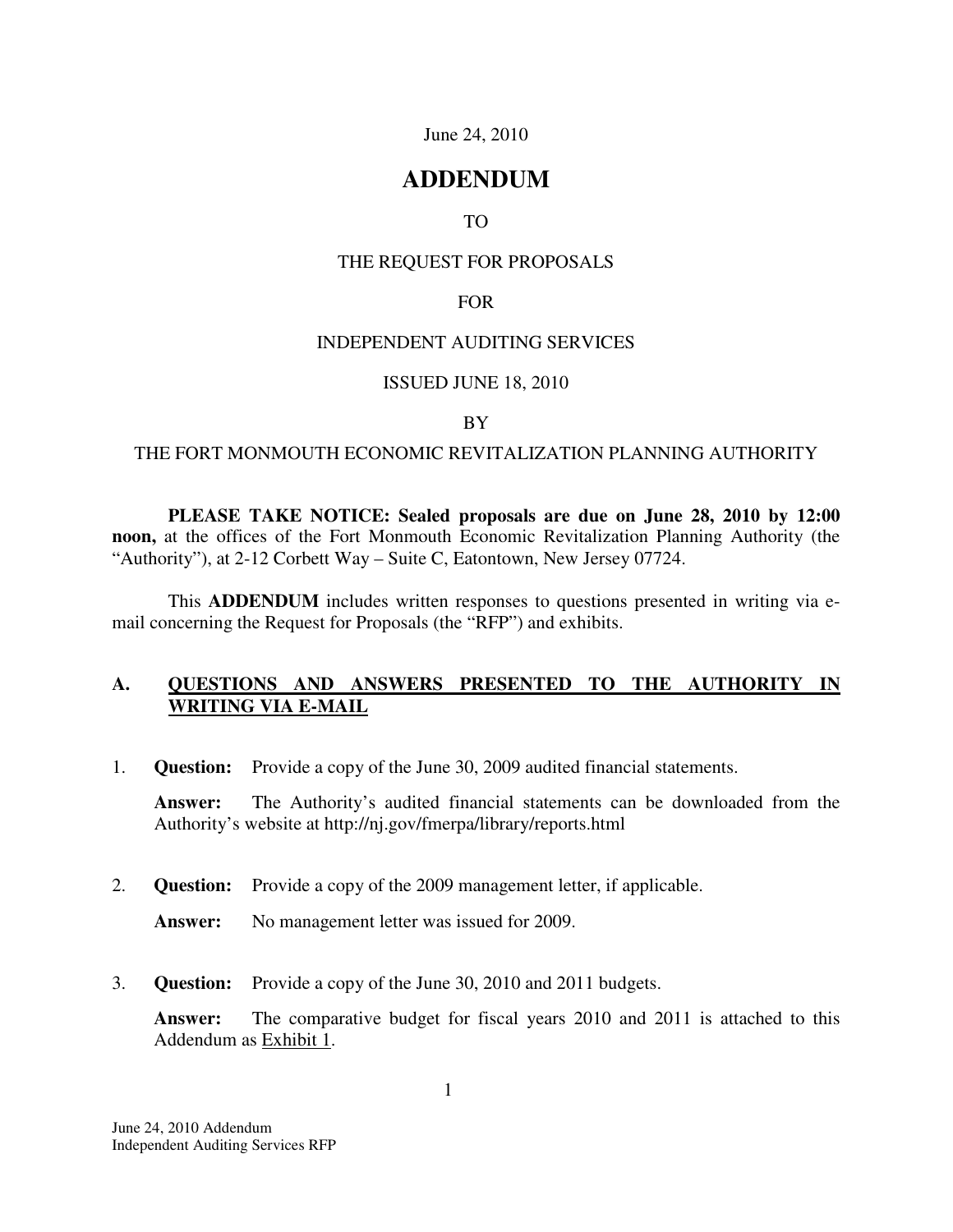June 24, 2010

# ADDENDUM

TO

THE REQUEST FOR PROPOSALS

FOR

INDEPENDENT AUDITING SERVICES

ISSUED JUNE 18, 2010

BY

THE FORT MONMOUTH ECONOMIC REVITALIZATION PLANNING AUTHORITY

**PLEASE TAKE NOTICE: Sealed proposals are due on June 28, 2010 by 12:00 noon,** at the offices of the Fort Monmouth Economic Revitalization Planning Authority (the "Authority"), at 2-12 Corbett Way – Suite C, Eatontown, New Jersey 07724.

This **ADDENDUM** includes written responses to questions presented in writing via e-mail concerning the Request for Proposals (the "RFP") and exhibits.

## A. QUESTIONS AND ANSWERS PRESENTED TO THE AUTHORITY IN WRITING VIA E-MAIL

1. **Question:** Provide a copy of the June 30, 2009 audited financial statements.

   **Answer:** The Authority's audited financial statements can be downloaded from the Authority's website at http://nj.gov/fmerpa/library/reports.html

2. **Question:** Provide a copy of the 2009 management letter, if applicable.

   **Answer:** No management letter was issued for 2009.

3. **Question:** Provide a copy of the June 30, 2010 and 2011 budgets.

   **Answer:** The comparative budget for fiscal years 2010 and 2011 is attached to this Addendum as Exhibit 1.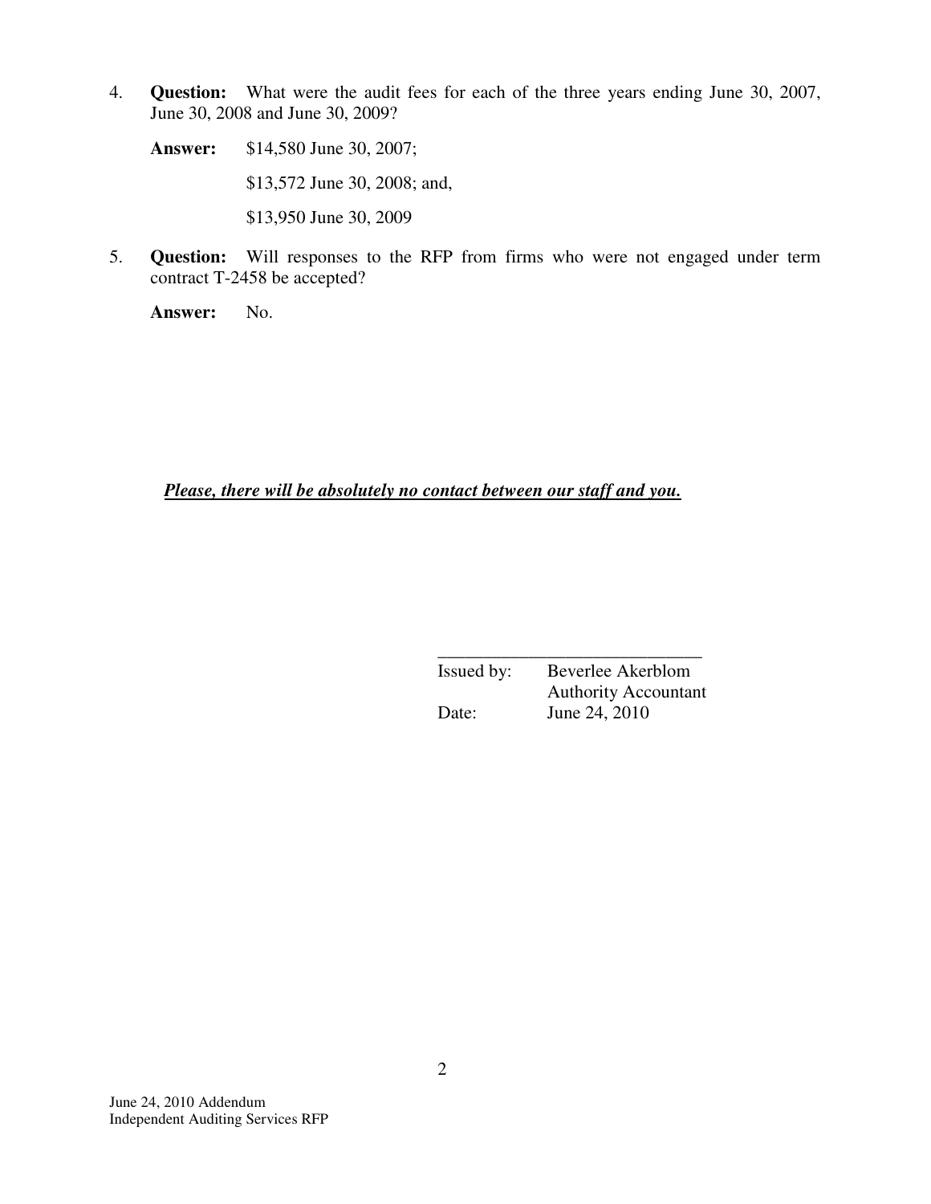4. **Question:** What were the audit fees for each of the three years ending June 30, 2007, June 30, 2008 and June 30, 2009?

   **Answer:** $14,580 June 30, 2007;

   $13,572 June 30, 2008; and,

   $13,950 June 30, 2009

5. **Question:** Will responses to the RFP from firms who were not engaged under term contract T-2458 be accepted?

   **Answer:** No.

***<u>Please, there will be absolutely no contact between our staff and you.</u>***

______________________________

Issued by: Beverlee Akerblom
Authority Accountant
Date: June 24, 2010

June 24, 2010 Addendum
Independent Auditing Services RFP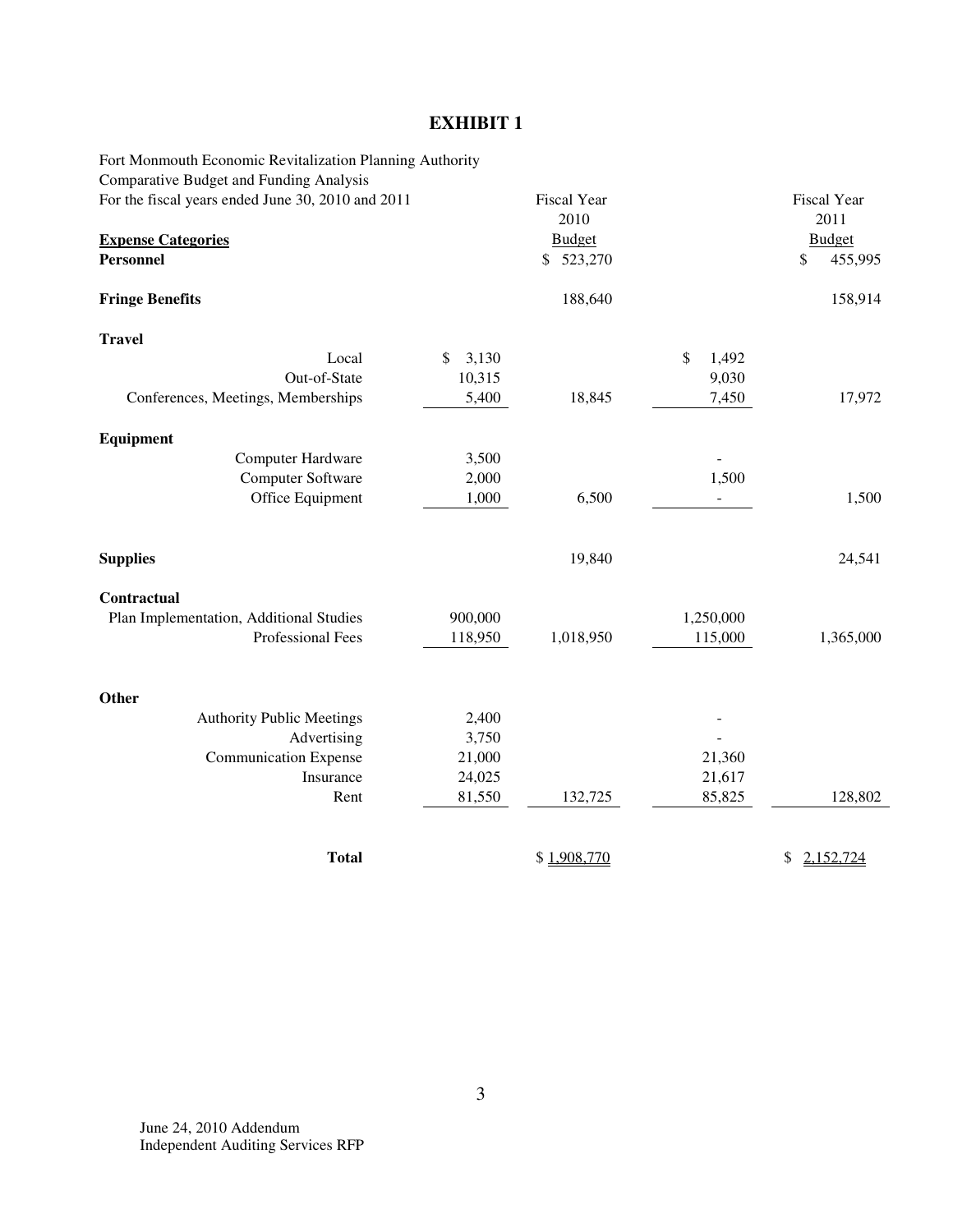# EXHIBIT 1

Fort Monmouth Economic Revitalization Planning Authority
Comparative Budget and Funding Analysis
For the fiscal years ended June 30, 2010 and 2011

| Expense Categories | | Fiscal Year 2010 Budget | | Fiscal Year 2011 Budget |
|---|---|---|---|---|
| **Personnel** | | $ 523,270 | | $ 455,995 |
| **Fringe Benefits** | | 188,640 | | 158,914 |
| **Travel** | | | | |
| Local | $ 3,130 | | $ 1,492 | |
| Out-of-State | 10,315 | | 9,030 | |
| Conferences, Meetings, Memberships | 5,400 | 18,845 | 7,450 | 17,972 |
| **Equipment** | | | | |
| Computer Hardware | 3,500 | | - | |
| Computer Software | 2,000 | | 1,500 | |
| Office Equipment | 1,000 | 6,500 | - | 1,500 |
| **Supplies** | | 19,840 | | 24,541 |
| **Contractual** | | | | |
| Plan Implementation, Additional Studies | 900,000 | | 1,250,000 | |
| Professional Fees | 118,950 | 1,018,950 | 115,000 | 1,365,000 |
| **Other** | | | | |
| Authority Public Meetings | 2,400 | | - | |
| Advertising | 3,750 | | - | |
| Communication Expense | 21,000 | | 21,360 | |
| Insurance | 24,025 | | 21,617 | |
| Rent | 81,550 | 132,725 | 85,825 | 128,802 |
| **Total** | | $ 1,908,770 | | $ 2,152,724 |

June 24, 2010 Addendum
Independent Auditing Services RFP